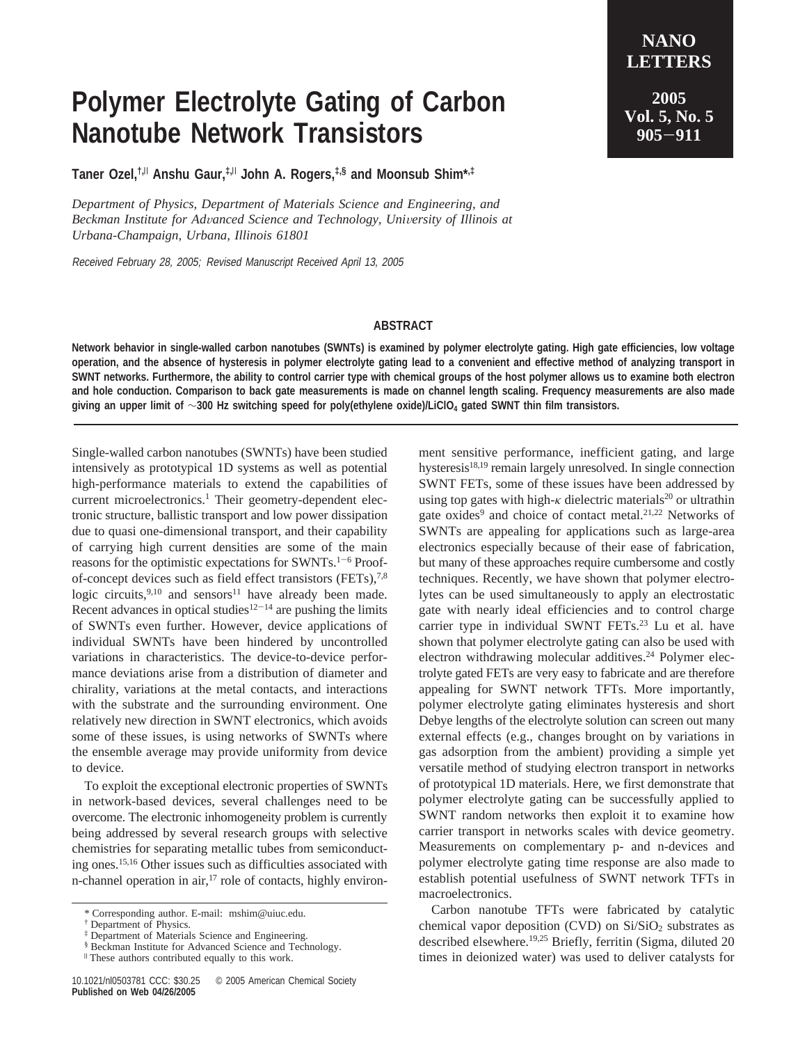# Polymer Electrolyte Gating of Carbon Nanotube Network Transistors

**Taner Ozel,[†,||] Anshu Gaur,[‡,||] John A. Rogers,[‡,§] and Moonsub Shim*[,‡]**

*Department of Physics, Department of Materials Science and Engineering, and Beckman Institute for Advanced Science and Technology, University of Illinois at Urbana-Champaign, Urbana, Illinois 61801*

*Received February 28, 2005; Revised Manuscript Received April 13, 2005*

## ABSTRACT

**Network behavior in single-walled carbon nanotubes (SWNTs) is examined by polymer electrolyte gating. High gate efficiencies, low voltage operation, and the absence of hysteresis in polymer electrolyte gating lead to a convenient and effective method of analyzing transport in SWNT networks. Furthermore, the ability to control carrier type with chemical groups of the host polymer allows us to examine both electron and hole conduction. Comparison to back gate measurements is made on channel length scaling. Frequency measurements are also made giving an upper limit of ~300 Hz switching speed for poly(ethylene oxide)/$LiClO_4$ gated SWNT thin film transistors.**

Single-walled carbon nanotubes (SWNTs) have been studied intensively as prototypical 1D systems as well as potential high-performance materials to extend the capabilities of current microelectronics.[1] Their geometry-dependent electronic structure, ballistic transport and low power dissipation due to quasi one-dimensional transport, and their capability of carrying high current densities are some of the main reasons for the optimistic expectations for SWNTs.[1−6] Proof-of-concept devices such as field effect transistors (FETs),[7,8] logic circuits,[9,10] and sensors[11] have already been made. Recent advances in optical studies[12−14] are pushing the limits of SWNTs even further. However, device applications of individual SWNTs have been hindered by uncontrolled variations in characteristics. The device-to-device performance deviations arise from a distribution of diameter and chirality, variations at the metal contacts, and interactions with the substrate and the surrounding environment. One relatively new direction in SWNT electronics, which avoids some of these issues, is using networks of SWNTs where the ensemble average may provide uniformity from device to device.

To exploit the exceptional electronic properties of SWNTs in network-based devices, several challenges need to be overcome. The electronic inhomogeneity problem is currently being addressed by several research groups with selective chemistries for separating metallic tubes from semiconducting ones.[15,16] Other issues such as difficulties associated with n-channel operation in air,[17] role of contacts, highly environment sensitive performance, inefficient gating, and large hysteresis[18,19] remain largely unresolved. In single connection SWNT FETs, some of these issues have been addressed by using top gates with high-$\kappa$ dielectric materials[20] or ultrathin gate oxides[9] and choice of contact metal.[21,22] Networks of SWNTs are appealing for applications such as large-area electronics especially because of their ease of fabrication, but many of these approaches require cumbersome and costly techniques. Recently, we have shown that polymer electrolytes can be used simultaneously to apply an electrostatic gate with nearly ideal efficiencies and to control charge carrier type in individual SWNT FETs.[23] Lu et al. have shown that polymer electrolyte gating can also be used with electron withdrawing molecular additives.[24] Polymer electrolyte gated FETs are very easy to fabricate and are therefore appealing for SWNT network TFTs. More importantly, polymer electrolyte gating eliminates hysteresis and short Debye lengths of the electrolyte solution can screen out many external effects (e.g., changes brought on by variations in gas adsorption from the ambient) providing a simple yet versatile method of studying electron transport in networks of prototypical 1D materials. Here, we first demonstrate that polymer electrolyte gating can be successfully applied to SWNT random networks then exploit it to examine how carrier transport in networks scales with device geometry. Measurements on complementary p- and n-devices and polymer electrolyte gating time response are also made to establish potential usefulness of SWNT network TFTs in macroelectronics.

Carbon nanotube TFTs were fabricated by catalytic chemical vapor deposition (CVD) on $Si/SiO_2$ substrates as described elsewhere.[19,25] Briefly, ferritin (Sigma, diluted 20 times in deionized water) was used to deliver catalysts for

* Corresponding author. E-mail: mshim@uiuc.edu.
† Department of Physics.
‡ Department of Materials Science and Engineering.
§ Beckman Institute for Advanced Science and Technology.
|| These authors contributed equally to this work.

10.1021/nl0503781 CCC: $30.25 © 2005 American Chemical Society
**Published on Web 04/26/2005**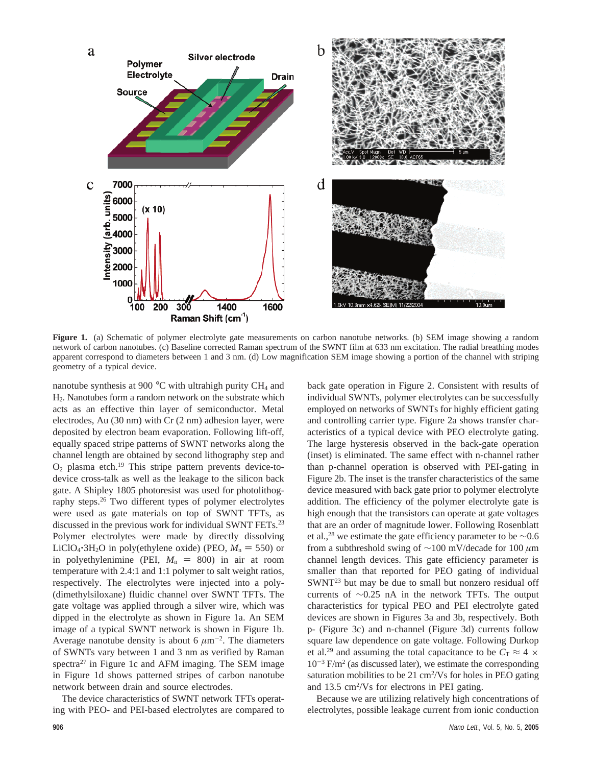**Figure 1.** (a) Schematic of polymer electrolyte gate measurements on carbon nanotube networks. (b) SEM image showing a random network of carbon nanotubes. (c) Baseline corrected Raman spectrum of the SWNT film at 633 nm excitation. The radial breathing modes apparent correspond to diameters between 1 and 3 nm. (d) Low magnification SEM image showing a portion of the channel with striping geometry of a typical device.

nanotube synthesis at 900 °C with ultrahigh purity $CH_4$ and $H_2$. Nanotubes form a random network on the substrate which acts as an effective thin layer of semiconductor. Metal electrodes, Au (30 nm) with Cr (2 nm) adhesion layer, were deposited by electron beam evaporation. Following lift-off, equally spaced stripe patterns of SWNT networks along the channel length are obtained by second lithography step and $O_2$ plasma etch.[19] This stripe pattern prevents device-to-device cross-talk as well as the leakage to the silicon back gate. A Shipley 1805 photoresist was used for photolithography steps.[26] Two different types of polymer electrolytes were used as gate materials on top of SWNT TFTs, as discussed in the previous work for individual SWNT FETs.[23] Polymer electrolytes were made by directly dissolving $LiClO_4 \cdot 3H_2O$ in poly(ethylene oxide) (PEO, $M_n = 550$) or in polyethylenimine (PEI, $M_n = 800$) in air at room temperature with 2.4:1 and 1:1 polymer to salt weight ratios, respectively. The electrolytes were injected into a poly(dimethylsiloxane) fluidic channel over SWNT TFTs. The gate voltage was applied through a silver wire, which was dipped in the electrolyte as shown in Figure 1a. An SEM image of a typical SWNT network is shown in Figure 1b. Average nanotube density is about 6 $\mu m^{-2}$. The diameters of SWNTs vary between 1 and 3 nm as verified by Raman spectra[27] in Figure 1c and AFM imaging. The SEM image in Figure 1d shows patterned stripes of carbon nanotube network between drain and source electrodes.

The device characteristics of SWNT network TFTs operating with PEO- and PEI-based electrolytes are compared to back gate operation in Figure 2. Consistent with results of individual SWNTs, polymer electrolytes can be successfully employed on networks of SWNTs for highly efficient gating and controlling carrier type. Figure 2a shows transfer characteristics of a typical device with PEO electrolyte gating. The large hysteresis observed in the back-gate operation (inset) is eliminated. The same effect with n-channel rather than p-channel operation is observed with PEI-gating in Figure 2b. The inset is the transfer characteristics of the same device measured with back gate prior to polymer electrolyte addition. The efficiency of the polymer electrolyte gate is high enough that the transistors can operate at gate voltages that are an order of magnitude lower. Following Rosenblatt et al.,[28] we estimate the gate efficiency parameter to be ~0.6 from a subthreshold swing of ~100 mV/decade for 100 $\mu$m channel length devices. This gate efficiency parameter is smaller than that reported for PEO gating of individual SWNT[23] but may be due to small but nonzero residual off currents of ~0.25 nA in the network TFTs. The output characteristics for typical PEO and PEI electrolyte gated devices are shown in Figures 3a and 3b, respectively. Both p- (Figure 3c) and n-channel (Figure 3d) currents follow square law dependence on gate voltage. Following Durkop et al.[29] and assuming the total capacitance to be $C_T \approx 4 \times 10^{-3}$ F/m$^2$ (as discussed later), we estimate the corresponding saturation mobilities to be 21 cm$^2$/Vs for holes in PEO gating and 13.5 cm$^2$/Vs for electrons in PEI gating.

Because we are utilizing relatively high concentrations of electrolytes, possible leakage current from ionic conduction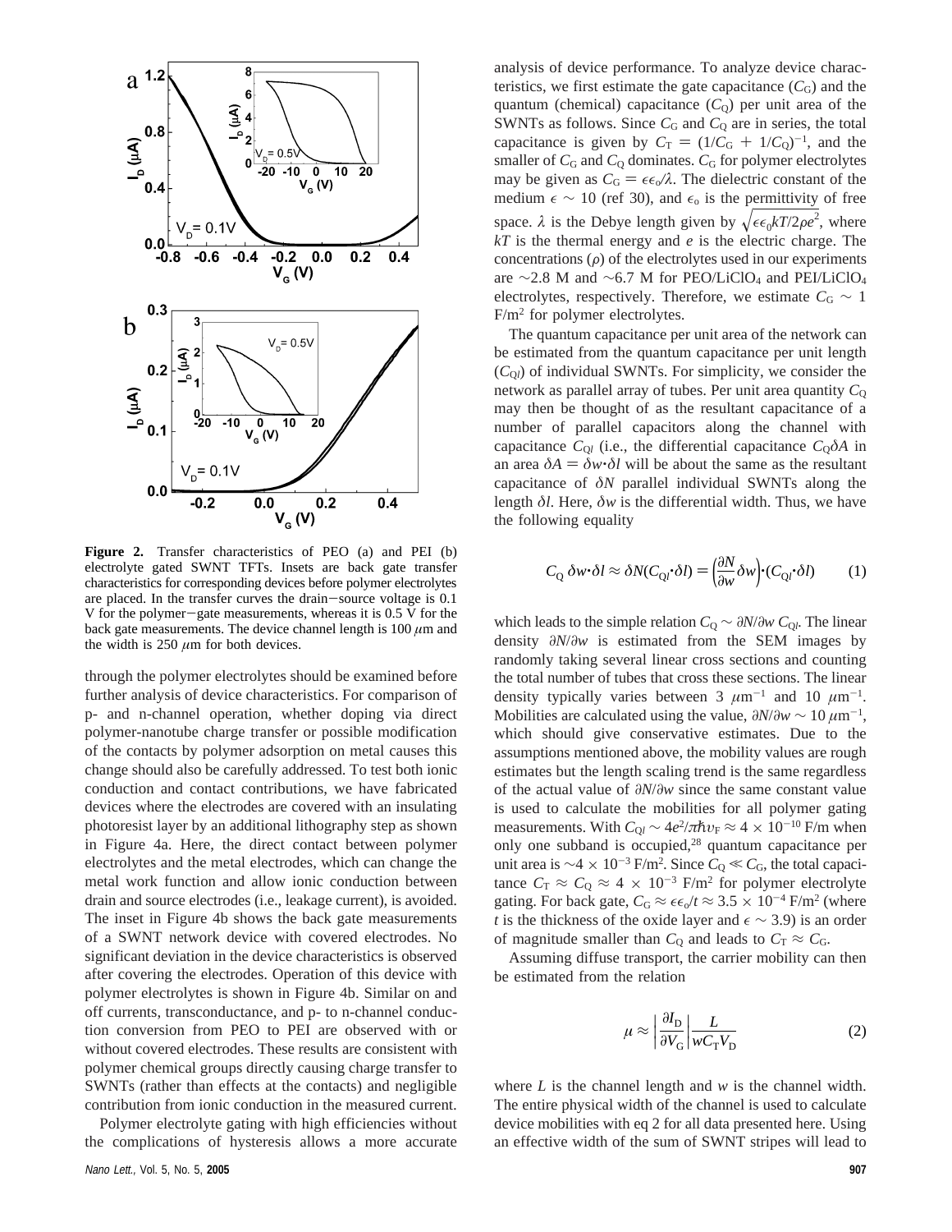**Figure 2.** Transfer characteristics of PEO (a) and PEI (b) electrolyte gated SWNT TFTs. Insets are back gate transfer characteristics for corresponding devices before polymer electrolytes are placed. In the transfer curves the drain–source voltage is 0.1 V for the polymer–gate measurements, whereas it is 0.5 V for the back gate measurements. The device channel length is 100 $\mu$m and the width is 250 $\mu$m for both devices.

through the polymer electrolytes should be examined before further analysis of device characteristics. For comparison of p- and n-channel operation, whether doping via direct polymer-nanotube charge transfer or possible modification of the contacts by polymer adsorption on metal causes this change should also be carefully addressed. To test both ionic conduction and contact contributions, we have fabricated devices where the electrodes are covered with an insulating photoresist layer by an additional lithography step as shown in Figure 4a. Here, the direct contact between polymer electrolytes and the metal electrodes, which can change the metal work function and allow ionic conduction between drain and source electrodes (i.e., leakage current), is avoided. The inset in Figure 4b shows the back gate measurements of a SWNT network device with covered electrodes. No significant deviation in the device characteristics is observed after covering the electrodes. Operation of this device with polymer electrolytes is shown in Figure 4b. Similar on and off currents, transconductance, and p- to n-channel conduction conversion from PEO to PEI are observed with or without covered electrodes. These results are consistent with polymer chemical groups directly causing charge transfer to SWNTs (rather than effects at the contacts) and negligible contribution from ionic conduction in the measured current.

Polymer electrolyte gating with high efficiencies without the complications of hysteresis allows a more accurate analysis of device performance. To analyze device characteristics, we first estimate the gate capacitance ($C_G$) and the quantum (chemical) capacitance ($C_Q$) per unit area of the SWNTs as follows. Since $C_G$ and $C_Q$ are in series, the total capacitance is given by $C_T = (1/C_G + 1/C_Q)^{-1}$, and the smaller of $C_G$ and $C_Q$ dominates. $C_G$ for polymer electrolytes may be given as $C_G = \epsilon\epsilon_o/\lambda$. The dielectric constant of the medium $\epsilon \sim 10$ (ref 30), and $\epsilon_o$ is the permittivity of free space. $\lambda$ is the Debye length given by $\sqrt{\epsilon\epsilon_0 kT/2\rho e^2}$, where $kT$ is the thermal energy and $e$ is the electric charge. The concentrations ($\rho$) of the electrolytes used in our experiments are ~2.8 M and ~6.7 M for PEO/$LiClO_4$ and PEI/$LiClO_4$ electrolytes, respectively. Therefore, we estimate $C_G \sim 1$ F/m$^2$ for polymer electrolytes.

The quantum capacitance per unit area of the network can be estimated from the quantum capacitance per unit length ($C_{Ql}$) of individual SWNTs. For simplicity, we consider the network as parallel array of tubes. Per unit area quantity $C_Q$ may then be thought of as the resultant capacitance of a number of parallel capacitors along the channel with capacitance $C_{Ql}$ (i.e., the differential capacitance $C_Q\delta A$ in an area $\delta A = \delta w \cdot \delta l$ will be about the same as the resultant capacitance of $\delta N$ parallel individual SWNTs along the length $\delta l$. Here, $\delta w$ is the differential width. Thus, we have the following equality

$$C_Q\, \delta w \cdot \delta l \approx \delta N (C_{Ql} \cdot \delta l) = \left(\frac{\partial N}{\partial w}\delta w\right) \cdot (C_{Ql} \cdot \delta l) \qquad (1)$$

which leads to the simple relation $C_Q \sim \partial N/\partial w\, C_{Ql}$. The linear density $\partial N/\partial w$ is estimated from the SEM images by randomly taking several linear cross sections and counting the total number of tubes that cross these sections. The linear density typically varies between 3 $\mu$m$^{-1}$ and 10 $\mu$m$^{-1}$. Mobilities are calculated using the value, $\partial N/\partial w \sim 10\ \mu$m$^{-1}$, which should give conservative estimates. Due to the assumptions mentioned above, the mobility values are rough estimates but the length scaling trend is the same regardless of the actual value of $\partial N/\partial w$ since the same constant value is used to calculate the mobilities for all polymer gating measurements. With $C_{Ql} \sim 4e^2/\pi\hbar v_F \approx 4 \times 10^{-10}$ F/m when only one subband is occupied,[28] quantum capacitance per unit area is $\sim 4 \times 10^{-3}$ F/m$^2$. Since $C_Q \ll C_G$, the total capacitance $C_T \approx C_Q \approx 4 \times 10^{-3}$ F/m$^2$ for polymer electrolyte gating. For back gate, $C_G \approx \epsilon\epsilon_o/t \approx 3.5 \times 10^{-4}$ F/m$^2$ (where $t$ is the thickness of the oxide layer and $\epsilon \sim 3.9$) is an order of magnitude smaller than $C_Q$ and leads to $C_T \approx C_G$.

Assuming diffuse transport, the carrier mobility can then be estimated from the relation

$$\mu \approx \left|\frac{\partial I_D}{\partial V_G}\right| \frac{L}{w C_T V_D} \qquad (2)$$

where $L$ is the channel length and $w$ is the channel width. The entire physical width of the channel is used to calculate device mobilities with eq 2 for all data presented here. Using an effective width of the sum of SWNT stripes will lead to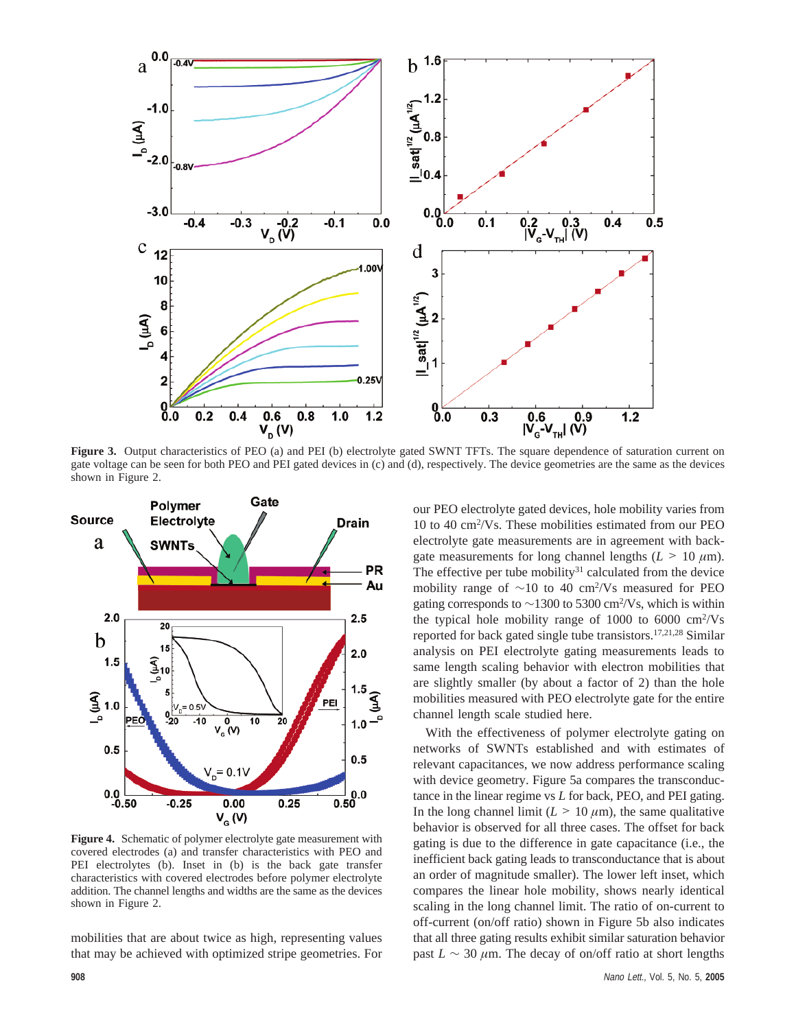**Figure 3.** Output characteristics of PEO (a) and PEI (b) electrolyte gated SWNT TFTs. The square dependence of saturation current on gate voltage can be seen for both PEO and PEI gated devices in (c) and (d), respectively. The device geometries are the same as the devices shown in Figure 2.

**Figure 4.** Schematic of polymer electrolyte gate measurement with covered electrodes (a) and transfer characteristics with PEO and PEI electrolytes (b). Inset in (b) is the back gate transfer characteristics with covered electrodes before polymer electrolyte addition. The channel lengths and widths are the same as the devices shown in Figure 2.

mobilities that are about twice as high, representing values that may be achieved with optimized stripe geometries. For our PEO electrolyte gated devices, hole mobility varies from 10 to 40 $cm^2/Vs$. These mobilities estimated from our PEO electrolyte gate measurements are in agreement with back-gate measurements for long channel lengths ($L > 10$ $\mu$m). The effective per tube mobility[31] calculated from the device mobility range of ~10 to 40 $cm^2/Vs$ measured for PEO gating corresponds to ~1300 to 5300 $cm^2/Vs$, which is within the typical hole mobility range of 1000 to 6000 $cm^2/Vs$ reported for back gated single tube transistors.[17,21,28] Similar analysis on PEI electrolyte gating measurements leads to same length scaling behavior with electron mobilities that are slightly smaller (by about a factor of 2) than the hole mobilities measured with PEO electrolyte gate for the entire channel length scale studied here.

With the effectiveness of polymer electrolyte gating on networks of SWNTs established and with estimates of relevant capacitances, we now address performance scaling with device geometry. Figure 5a compares the transconductance in the linear regime vs $L$ for back, PEO, and PEI gating. In the long channel limit ($L > 10$ $\mu$m), the same qualitative behavior is observed for all three cases. The offset for back gating is due to the difference in gate capacitance (i.e., the inefficient back gating leads to transconductance that is about an order of magnitude smaller). The lower left inset, which compares the linear hole mobility, shows nearly identical scaling in the long channel limit. The ratio of on-current to off-current (on/off ratio) shown in Figure 5b also indicates that all three gating results exhibit similar saturation behavior past $L \sim 30$ $\mu$m. The decay of on/off ratio at short lengths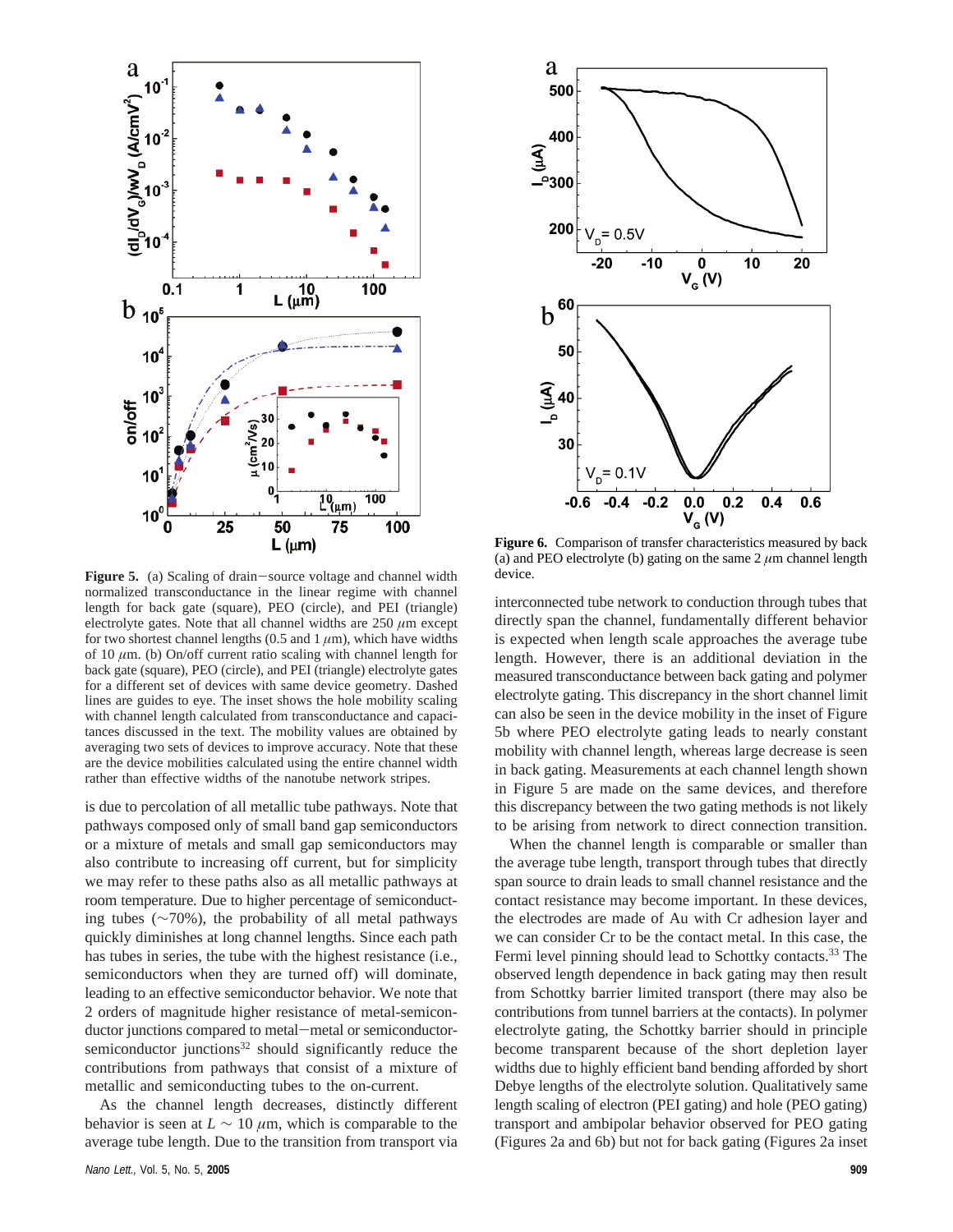**Figure 5.** (a) Scaling of drain−source voltage and channel width normalized transconductance in the linear regime with channel length for back gate (square), PEO (circle), and PEI (triangle) electrolyte gates. Note that all channel widths are 250 $\mu$m except for two shortest channel lengths (0.5 and 1 $\mu$m), which have widths of 10 $\mu$m. (b) On/off current ratio scaling with channel length for back gate (square), PEO (circle), and PEI (triangle) electrolyte gates for a different set of devices with same device geometry. Dashed lines are guides to eye. The inset shows the hole mobility scaling with channel length calculated from transconductance and capacitances discussed in the text. The mobility values are obtained by averaging two sets of devices to improve accuracy. Note that these are the device mobilities calculated using the entire channel width rather than effective widths of the nanotube network stripes.

**Figure 6.** Comparison of transfer characteristics measured by back (a) and PEO electrolyte (b) gating on the same 2 $\mu$m channel length device.

is due to percolation of all metallic tube pathways. Note that pathways composed only of small band gap semiconductors or a mixture of metals and small gap semiconductors may also contribute to increasing off current, but for simplicity we may refer to these paths also as all metallic pathways at room temperature. Due to higher percentage of semiconducting tubes (~70%), the probability of all metal pathways quickly diminishes at long channel lengths. Since each path has tubes in series, the tube with the highest resistance (i.e., semiconductors when they are turned off) will dominate, leading to an effective semiconductor behavior. We note that 2 orders of magnitude higher resistance of metal-semiconductor junctions compared to metal−metal or semiconductor-semiconductor junctions[32] should significantly reduce the contributions from pathways that consist of a mixture of metallic and semiconducting tubes to the on-current.

As the channel length decreases, distinctly different behavior is seen at $L \sim 10$ $\mu$m, which is comparable to the average tube length. Due to the transition from transport via interconnected tube network to conduction through tubes that directly span the channel, fundamentally different behavior is expected when length scale approaches the average tube length. However, there is an additional deviation in the measured transconductance between back gating and polymer electrolyte gating. This discrepancy in the short channel limit can also be seen in the device mobility in the inset of Figure 5b where PEO electrolyte gating leads to nearly constant mobility with channel length, whereas large decrease is seen in back gating. Measurements at each channel length shown in Figure 5 are made on the same devices, and therefore this discrepancy between the two gating methods is not likely to be arising from network to direct connection transition.

When the channel length is comparable or smaller than the average tube length, transport through tubes that directly span source to drain leads to small channel resistance and the contact resistance may become important. In these devices, the electrodes are made of Au with Cr adhesion layer and we can consider Cr to be the contact metal. In this case, the Fermi level pinning should lead to Schottky contacts.[33] The observed length dependence in back gating may then result from Schottky barrier limited transport (there may also be contributions from tunnel barriers at the contacts). In polymer electrolyte gating, the Schottky barrier should in principle become transparent because of the short depletion layer widths due to highly efficient band bending afforded by short Debye lengths of the electrolyte solution. Qualitatively same length scaling of electron (PEI gating) and hole (PEO gating) transport and ambipolar behavior observed for PEO gating (Figures 2a and 6b) but not for back gating (Figures 2a inset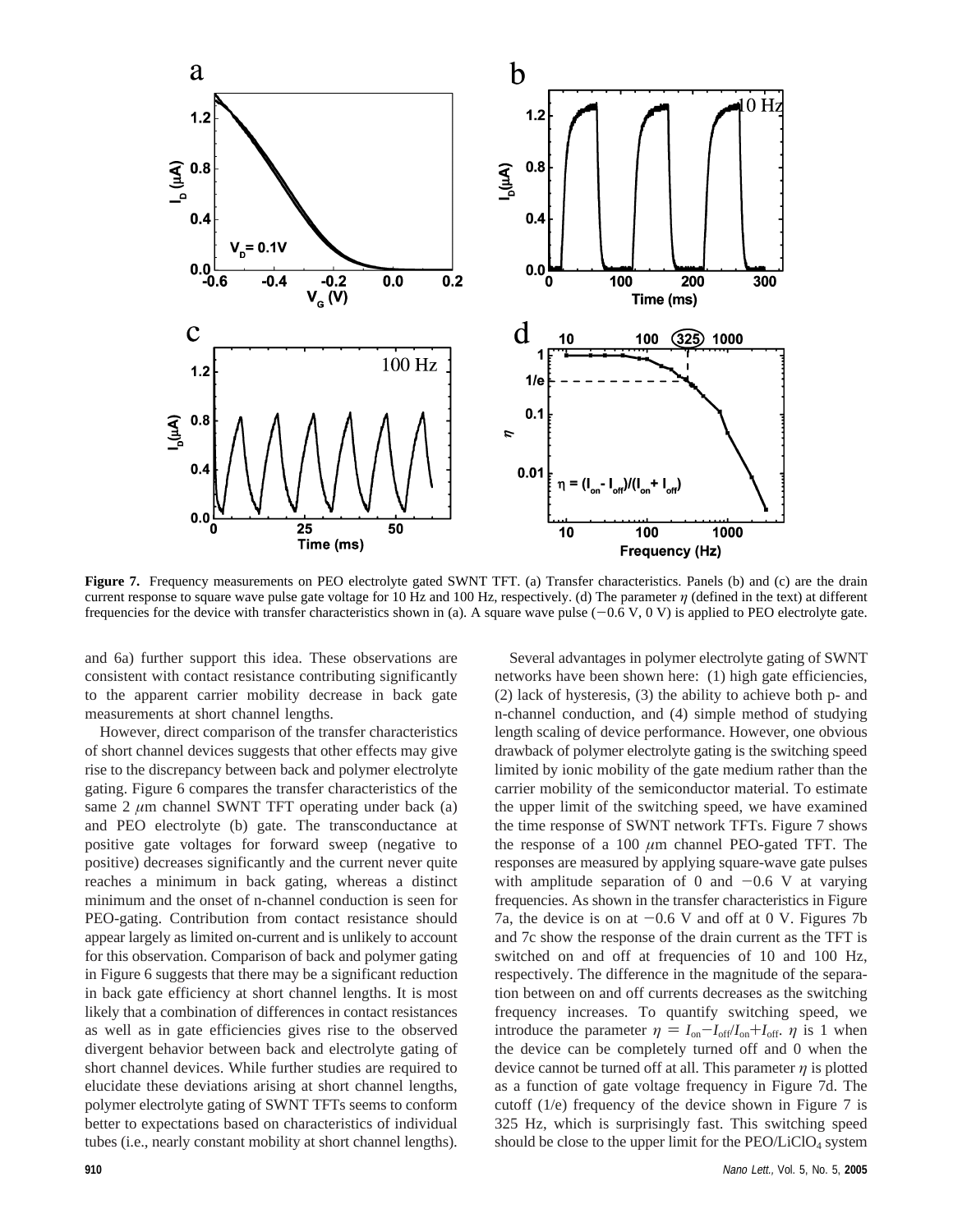**Figure 7.** Frequency measurements on PEO electrolyte gated SWNT TFT. (a) Transfer characteristics. Panels (b) and (c) are the drain current response to square wave pulse gate voltage for 10 Hz and 100 Hz, respectively. (d) The parameter $\eta$ (defined in the text) at different frequencies for the device with transfer characteristics shown in (a). A square wave pulse (−0.6 V, 0 V) is applied to PEO electrolyte gate.

and 6a) further support this idea. These observations are consistent with contact resistance contributing significantly to the apparent carrier mobility decrease in back gate measurements at short channel lengths.

However, direct comparison of the transfer characteristics of short channel devices suggests that other effects may give rise to the discrepancy between back and polymer electrolyte gating. Figure 6 compares the transfer characteristics of the same 2 $\mu$m channel SWNT TFT operating under back (a) and PEO electrolyte (b) gate. The transconductance at positive gate voltages for forward sweep (negative to positive) decreases significantly and the current never quite reaches a minimum in back gating, whereas a distinct minimum and the onset of n-channel conduction is seen for PEO-gating. Contribution from contact resistance should appear largely as limited on-current and is unlikely to account for this observation. Comparison of back and polymer gating in Figure 6 suggests that there may be a significant reduction in back gate efficiency at short channel lengths. It is most likely that a combination of differences in contact resistances as well as in gate efficiencies gives rise to the observed divergent behavior between back and electrolyte gating of short channel devices. While further studies are required to elucidate these deviations arising at short channel lengths, polymer electrolyte gating of SWNT TFTs seems to conform better to expectations based on characteristics of individual tubes (i.e., nearly constant mobility at short channel lengths).

Several advantages in polymer electrolyte gating of SWNT networks have been shown here: (1) high gate efficiencies, (2) lack of hysteresis, (3) the ability to achieve both p- and n-channel conduction, and (4) simple method of studying length scaling of device performance. However, one obvious drawback of polymer electrolyte gating is the switching speed limited by ionic mobility of the gate medium rather than the carrier mobility of the semiconductor material. To estimate the upper limit of the switching speed, we have examined the time response of SWNT network TFTs. Figure 7 shows the response of a 100 $\mu$m channel PEO-gated TFT. The responses are measured by applying square-wave gate pulses with amplitude separation of 0 and −0.6 V at varying frequencies. As shown in the transfer characteristics in Figure 7a, the device is on at −0.6 V and off at 0 V. Figures 7b and 7c show the response of the drain current as the TFT is switched on and off at frequencies of 10 and 100 Hz, respectively. The difference in the magnitude of the separation between on and off currents decreases as the switching frequency increases. To quantify switching speed, we introduce the parameter $\eta = I_{on} - I_{off}/I_{on} + I_{off}$. $\eta$ is 1 when the device can be completely turned off and 0 when the device cannot be turned off at all. This parameter $\eta$ is plotted as a function of gate voltage frequency in Figure 7d. The cutoff (1/e) frequency of the device shown in Figure 7 is 325 Hz, which is surprisingly fast. This switching speed should be close to the upper limit for the PEO/$LiClO_4$ system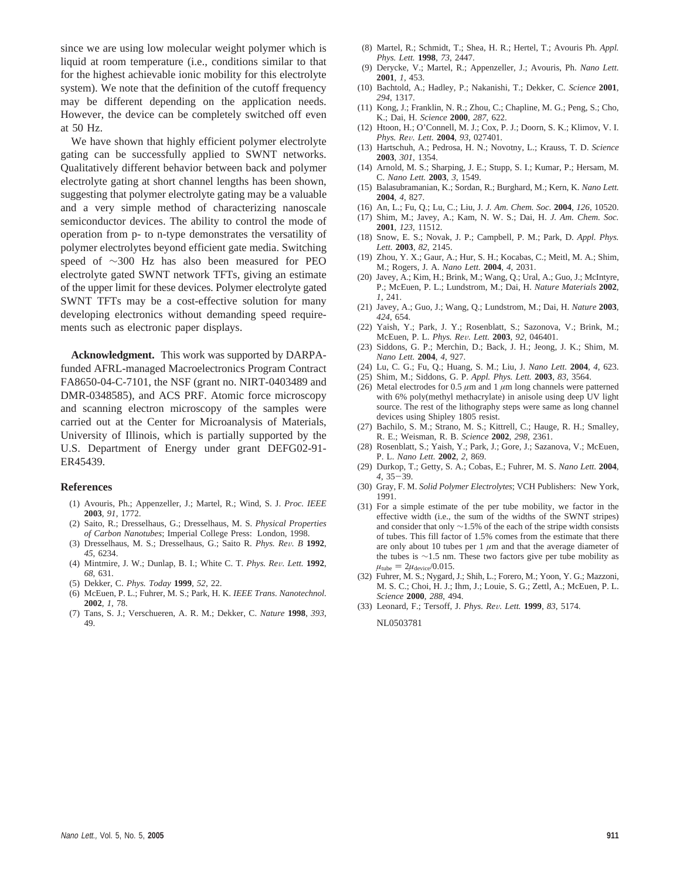since we are using low molecular weight polymer which is liquid at room temperature (i.e., conditions similar to that for the highest achievable ionic mobility for this electrolyte system). We note that the definition of the cutoff frequency may be different depending on the application needs. However, the device can be completely switched off even at 50 Hz.

We have shown that highly efficient polymer electrolyte gating can be successfully applied to SWNT networks. Qualitatively different behavior between back and polymer electrolyte gating at short channel lengths has been shown, suggesting that polymer electrolyte gating may be a valuable and a very simple method of characterizing nanoscale semiconductor devices. The ability to control the mode of operation from p- to n-type demonstrates the versatility of polymer electrolytes beyond efficient gate media. Switching speed of ~300 Hz has also been measured for PEO electrolyte gated SWNT network TFTs, giving an estimate of the upper limit for these devices. Polymer electrolyte gated SWNT TFTs may be a cost-effective solution for many developing electronics without demanding speed requirements such as electronic paper displays.

**Acknowledgment.** This work was supported by DARPA-funded AFRL-managed Macroelectronics Program Contract FA8650-04-C-7101, the NSF (grant no. NIRT-0403489 and DMR-0348585), and ACS PRF. Atomic force microscopy and scanning electron microscopy of the samples were carried out at the Center for Microanalysis of Materials, University of Illinois, which is partially supported by the U.S. Department of Energy under grant DEFG02-91-ER45439.

## References

(1) Avouris, Ph.; Appenzeller, J.; Martel, R.; Wind, S. J. *Proc. IEEE* **2003**, *91*, 1772.

(2) Saito, R.; Dresselhaus, G.; Dresselhaus, M. S. *Physical Properties of Carbon Nanotubes*; Imperial College Press: London, 1998.

(3) Dresselhaus, M. S.; Dresselhaus, G.; Saito R. *Phys. Rev. B* **1992**, *45*, 6234.

(4) Mintmire, J. W.; Dunlap, B. I.; White C. T. *Phys. Rev. Lett.* **1992**, *68*, 631.

(5) Dekker, C. *Phys. Today* **1999**, *52*, 22.

(6) McEuen, P. L.; Fuhrer, M. S.; Park, H. K. *IEEE Trans. Nanotechnol.* **2002**, *1*, 78.

(7) Tans, S. J.; Verschueren, A. R. M.; Dekker, C. *Nature* **1998**, *393*, 49.

(8) Martel, R.; Schmidt, T.; Shea, H. R.; Hertel, T.; Avouris Ph. *Appl. Phys. Lett.* **1998**, *73*, 2447.

(9) Derycke, V.; Martel, R.; Appenzeller, J.; Avouris, Ph. *Nano Lett.* **2001**, *1*, 453.

(10) Bachtold, A.; Hadley, P.; Nakanishi, T.; Dekker, C. *Science* **2001**, *294*, 1317.

(11) Kong, J.; Franklin, N. R.; Zhou, C.; Chapline, M. G.; Peng, S.; Cho, K.; Dai, H. *Science* **2000**, *287*, 622.

(12) Htoon, H.; O'Connell, M. J.; Cox, P. J.; Doorn, S. K.; Klimov, V. I. *Phys. Rev. Lett.* **2004**, *93*, 027401.

(13) Hartschuh, A.; Pedrosa, H. N.; Novotny, L.; Krauss, T. D. *Science* **2003**, *301*, 1354.

(14) Arnold, M. S.; Sharping, J. E.; Stupp, S. I.; Kumar, P.; Hersam, M. C. *Nano Lett.* **2003**, *3*, 1549.

(15) Balasubramanian, K.; Sordan, R.; Burghard, M.; Kern, K. *Nano Lett.* **2004**, *4*, 827.

(16) An, L.; Fu, Q.; Lu, C.; Liu, J. *J. Am. Chem. Soc.* **2004**, *126*, 10520.

(17) Shim, M.; Javey, A.; Kam, N. W. S.; Dai, H. *J. Am. Chem. Soc.* **2001**, *123*, 11512.

(18) Snow, E. S.; Novak, J. P.; Campbell, P. M.; Park, D. *Appl. Phys. Lett.* **2003**, *82*, 2145.

(19) Zhou, Y. X.; Gaur, A.; Hur, S. H.; Kocabas, C.; Meitl, M. A.; Shim, M.; Rogers, J. A. *Nano Lett.* **2004**, *4*, 2031.

(20) Javey, A.; Kim, H.; Brink, M.; Wang, Q.; Ural, A.; Guo, J.; McIntyre, P.; McEuen, P. L.; Lundstrom, M.; Dai, H. *Nature Materials* **2002**, *1*, 241.

(21) Javey, A.; Guo, J.; Wang, Q.; Lundstrom, M.; Dai, H. *Nature* **2003**, *424*, 654.

(22) Yaish, Y.; Park, J. Y.; Rosenblatt, S.; Sazonova, V.; Brink, M.; McEuen, P. L. *Phys. Rev. Lett.* **2003**, *92*, 046401.

(23) Siddons, G. P.; Merchin, D.; Back, J. H.; Jeong, J. K.; Shim, M. *Nano Lett.* **2004**, *4*, 927.

(24) Lu, C. G.; Fu, Q.; Huang, S. M.; Liu, J. *Nano Lett.* **2004**, *4*, 623.

(25) Shim, M.; Siddons, G. P. *Appl. Phys. Lett.* **2003**, *83*, 3564.

(26) Metal electrodes for 0.5 $\mu$m and 1 $\mu$m long channels were patterned with 6% poly(methyl methacrylate) in anisole using deep UV light source. The rest of the lithography steps were same as long channel devices using Shipley 1805 resist.

(27) Bachilo, S. M.; Strano, M. S.; Kittrell, C.; Hauge, R. H.; Smalley, R. E.; Weisman, R. B. *Science* **2002**, *298*, 2361.

(28) Rosenblatt, S.; Yaish, Y.; Park, J.; Gore, J.; Sazanova, V.; McEuen, P. L. *Nano Lett.* **2002**, *2*, 869.

(29) Durkop, T.; Getty, S. A.; Cobas, E.; Fuhrer, M. S. *Nano Lett.* **2004**, *4*, 35−39.

(30) Gray, F. M. *Solid Polymer Electrolytes*; VCH Publishers: New York, 1991.

(31) For a simple estimate of the per tube mobility, we factor in the effective width (i.e., the sum of the widths of the SWNT stripes) and consider that only ~1.5% of the each of the stripe width consists of tubes. This fill factor of 1.5% comes from the estimate that there are only about 10 tubes per 1 $\mu$m and that the average diameter of the tubes is ~1.5 nm. These two factors give per tube mobility as $\mu_{tube} = 2\mu_{device}/0.015$.

(32) Fuhrer, M. S.; Nygard, J.; Shih, L.; Forero, M.; Yoon, Y. G.; Mazzoni, M. S. C.; Choi, H. J.; Ihm, J.; Louie, S. G.; Zettl, A.; McEuen, P. L. *Science* **2000**, *288*, 494.

(33) Leonard, F.; Tersoff, J. *Phys. Rev. Lett.* **1999**, *83*, 5174.

NL0503781